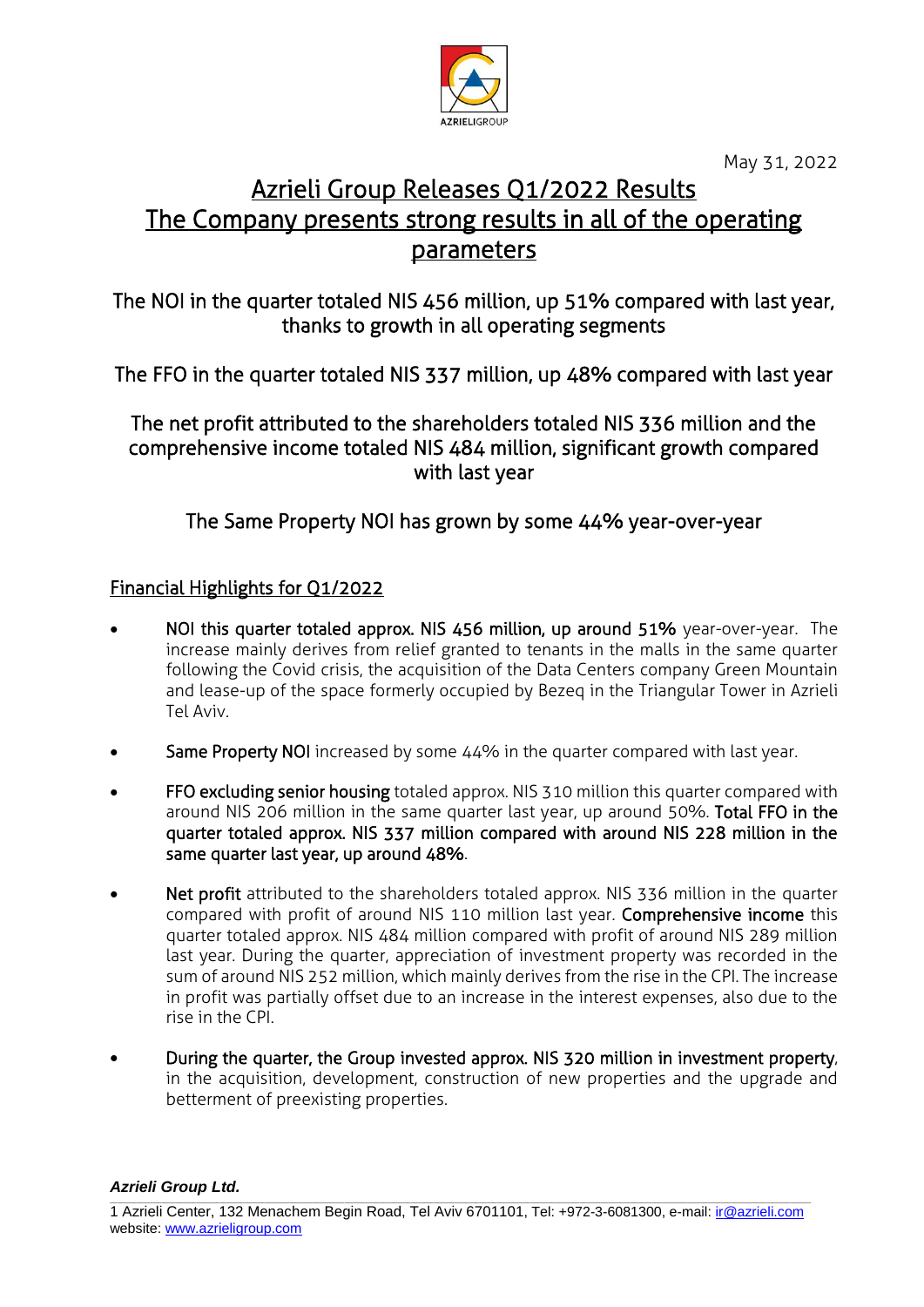May 31, 2022

# Azrieli Group Releases Q1/2022 Results
# The Company presents strong results in all of the operating parameters

### The NOI in the quarter totaled NIS 456 million, up 51% compared with last year, thanks to growth in all operating segments

### The FFO in the quarter totaled NIS 337 million, up 48% compared with last year

### The net profit attributed to the shareholders totaled NIS 336 million and the comprehensive income totaled NIS 484 million, significant growth compared with last year

### The Same Property NOI has grown by some 44% year-over-year

## Financial Highlights for Q1/2022

- **NOI this quarter totaled approx. NIS 456 million, up around 51%** year-over-year. The increase mainly derives from relief granted to tenants in the malls in the same quarter following the Covid crisis, the acquisition of the Data Centers company Green Mountain and lease-up of the space formerly occupied by Bezeq in the Triangular Tower in Azrieli Tel Aviv.

- **Same Property NOI** increased by some 44% in the quarter compared with last year.

- **FFO excluding senior housing** totaled approx. NIS 310 million this quarter compared with around NIS 206 million in the same quarter last year, up around 50%. **Total FFO in the quarter totaled approx. NIS 337 million compared with around NIS 228 million in the same quarter last year, up around 48%**.

- **Net profit** attributed to the shareholders totaled approx. NIS 336 million in the quarter compared with profit of around NIS 110 million last year. **Comprehensive income** this quarter totaled approx. NIS 484 million compared with profit of around NIS 289 million last year. During the quarter, appreciation of investment property was recorded in the sum of around NIS 252 million, which mainly derives from the rise in the CPI. The increase in profit was partially offset due to an increase in the interest expenses, also due to the rise in the CPI.

- **During the quarter, the Group invested approx. NIS 320 million in investment property**, in the acquisition, development, construction of new properties and the upgrade and betterment of preexisting properties.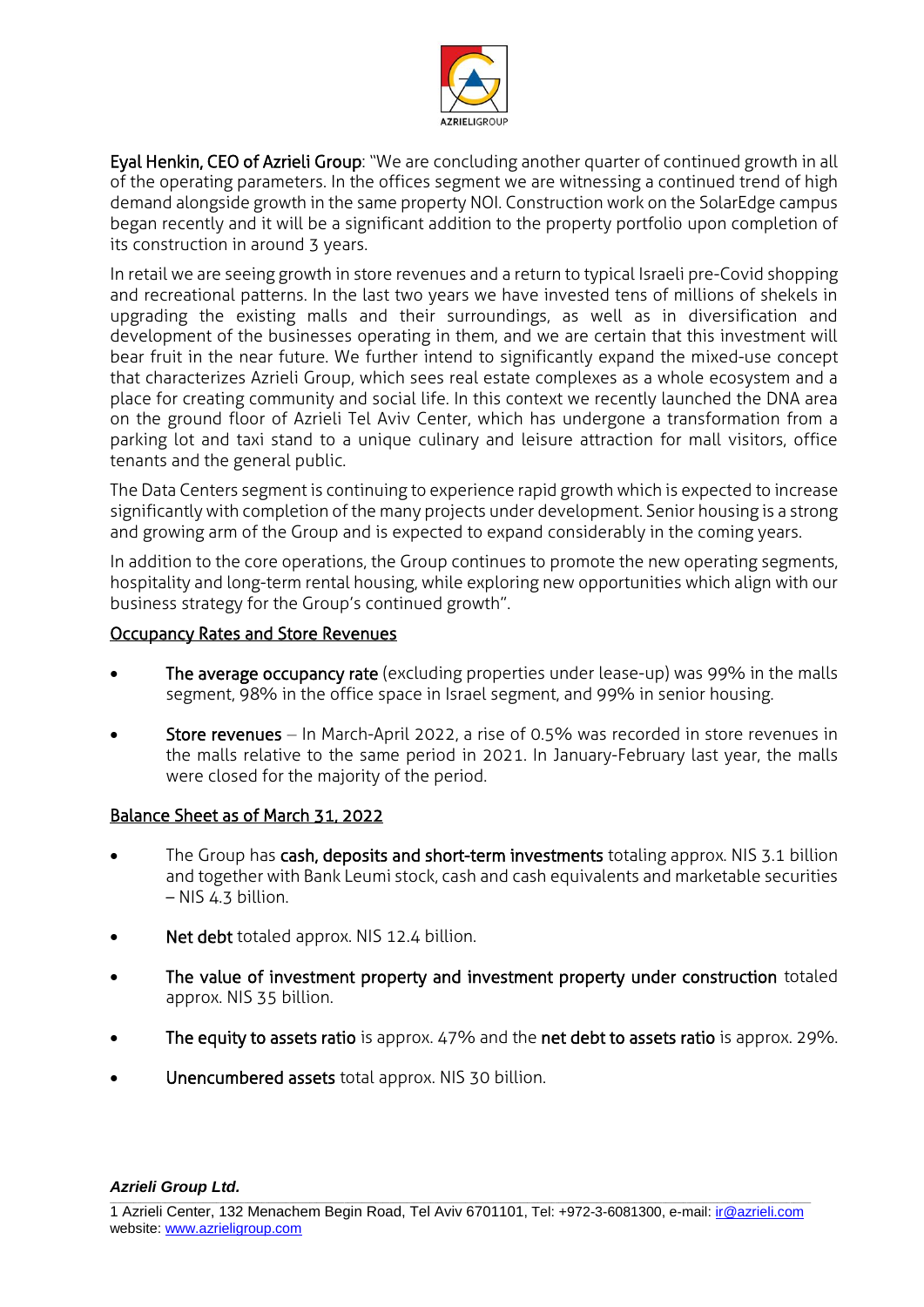**Eyal Henkin, CEO of Azrieli Group**: "We are concluding another quarter of continued growth in all of the operating parameters. In the offices segment we are witnessing a continued trend of high demand alongside growth in the same property NOI. Construction work on the SolarEdge campus began recently and it will be a significant addition to the property portfolio upon completion of its construction in around 3 years.

In retail we are seeing growth in store revenues and a return to typical Israeli pre-Covid shopping and recreational patterns. In the last two years we have invested tens of millions of shekels in upgrading the existing malls and their surroundings, as well as in diversification and development of the businesses operating in them, and we are certain that this investment will bear fruit in the near future. We further intend to significantly expand the mixed-use concept that characterizes Azrieli Group, which sees real estate complexes as a whole ecosystem and a place for creating community and social life. In this context we recently launched the DNA area on the ground floor of Azrieli Tel Aviv Center, which has undergone a transformation from a parking lot and taxi stand to a unique culinary and leisure attraction for mall visitors, office tenants and the general public.

The Data Centers segment is continuing to experience rapid growth which is expected to increase significantly with completion of the many projects under development. Senior housing is a strong and growing arm of the Group and is expected to expand considerably in the coming years.

In addition to the core operations, the Group continues to promote the new operating segments, hospitality and long-term rental housing, while exploring new opportunities which align with our business strategy for the Group's continued growth".

## Occupancy Rates and Store Revenues

- **The average occupancy rate** (excluding properties under lease-up) was 99% in the malls segment, 98% in the office space in Israel segment, and 99% in senior housing.
- **Store revenues** – In March-April 2022, a rise of 0.5% was recorded in store revenues in the malls relative to the same period in 2021. In January-February last year, the malls were closed for the majority of the period.

## Balance Sheet as of March 31, 2022

- The Group has **cash, deposits and short-term investments** totaling approx. NIS 3.1 billion and together with Bank Leumi stock, cash and cash equivalents and marketable securities – NIS 4.3 billion.
- **Net debt** totaled approx. NIS 12.4 billion.
- **The value of investment property and investment property under construction** totaled approx. NIS 35 billion.
- **The equity to assets ratio** is approx. 47% and the **net debt to assets ratio** is approx. 29%.
- **Unencumbered assets** total approx. NIS 30 billion.

***Azrieli Group Ltd.***

1 Azrieli Center, 132 Menachem Begin Road, Tel Aviv 6701101, Tel: +972-3-6081300, e-mail: ir@azrieli.com
website: www.azrieligroup.com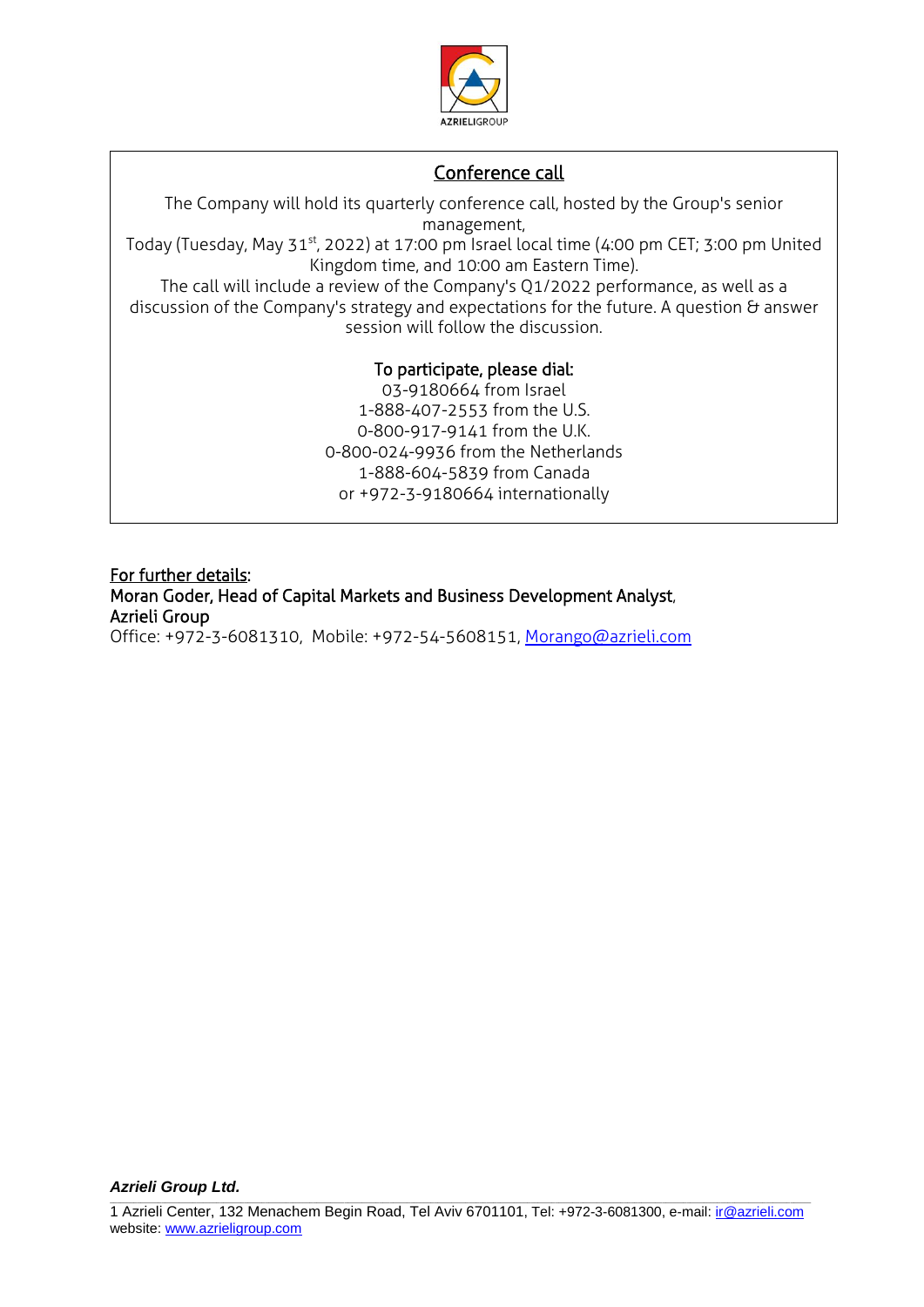AZRIELIGROUP

## Conference call

The Company will hold its quarterly conference call, hosted by the Group's senior management,
Today (Tuesday, May 31st, 2022) at 17:00 pm Israel local time (4:00 pm CET; 3:00 pm United Kingdom time, and 10:00 am Eastern Time).
The call will include a review of the Company's Q1/2022 performance, as well as a discussion of the Company's strategy and expectations for the future. A question & answer session will follow the discussion.

**To participate, please dial:**
03-9180664 from Israel
1-888-407-2553 from the U.S.
0-800-917-9141 from the U.K.
0-800-024-9936 from the Netherlands
1-888-604-5839 from Canada
or +972-3-9180664 internationally

For further details:
Moran Goder, Head of Capital Markets and Business Development Analyst,
Azrieli Group
Office: +972-3-6081310, Mobile: +972-54-5608151, Morango@azrieli.com

***Azrieli Group Ltd.***
1 Azrieli Center, 132 Menachem Begin Road, Tel Aviv 6701101, Tel: +972-3-6081300, e-mail: ir@azrieli.com
website: www.azrieligroup.com